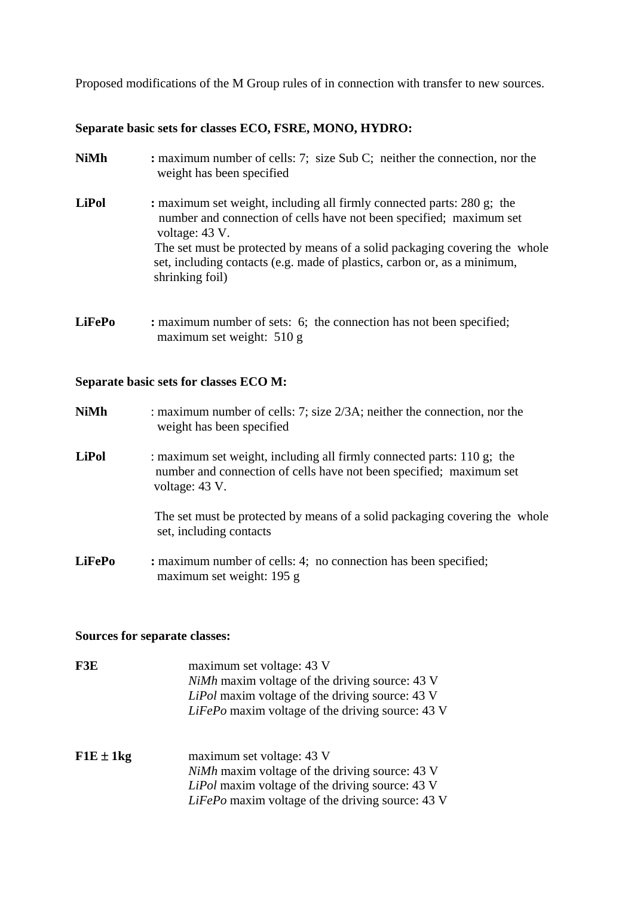Proposed modifications of the M Group rules of in connection with transfer to new sources.

**Separate basic sets for classes ECO, FSRE, MONO, HYDRO:**

**NiMh** **:** maximum number of cells: 7; size Sub C; neither the connection, nor the weight has been specified

**LiPol** **:** maximum set weight, including all firmly connected parts: 280 g; the number and connection of cells have not been specified; maximum set voltage: 43 V.
The set must be protected by means of a solid packaging covering the whole set, including contacts (e.g. made of plastics, carbon or, as a minimum, shrinking foil)

**LiFePo** **:** maximum number of sets: 6; the connection has not been specified; maximum set weight: 510 g

**Separate basic sets for classes ECO M:**

**NiMh** : maximum number of cells: 7; size 2/3A; neither the connection, nor the weight has been specified

**LiPol** : maximum set weight, including all firmly connected parts: 110 g; the number and connection of cells have not been specified; maximum set voltage: 43 V.

The set must be protected by means of a solid packaging covering the whole set, including contacts

**LiFePo** **:** maximum number of cells: 4; no connection has been specified; maximum set weight: 195 g

**Sources for separate classes:**

**F3E** maximum set voltage: 43 V
*NiMh* maxim voltage of the driving source: 43 V
*LiPol* maxim voltage of the driving source: 43 V
*LiFePo* maxim voltage of the driving source: 43 V

**F1E ± 1kg** maximum set voltage: 43 V
*NiMh* maxim voltage of the driving source: 43 V
*LiPol* maxim voltage of the driving source: 43 V
*LiFePo* maxim voltage of the driving source: 43 V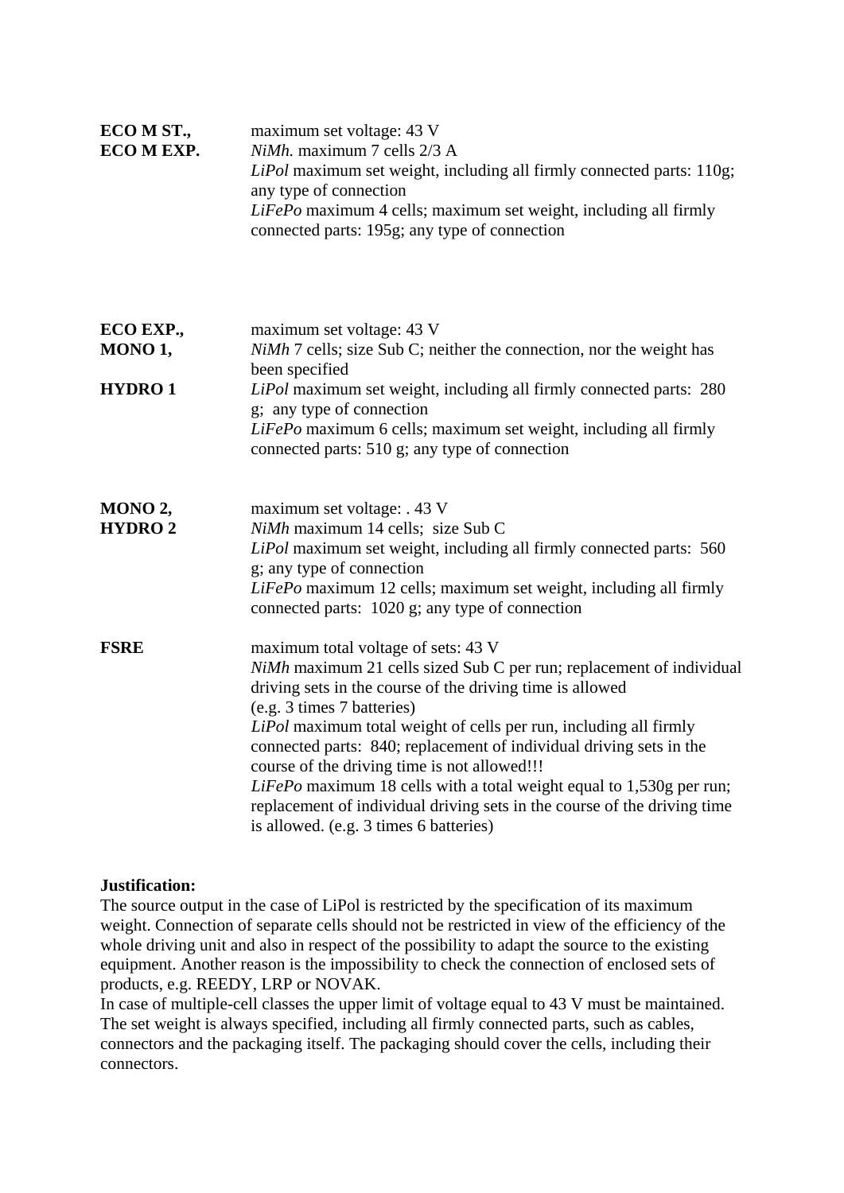| | |
|---|---|
| **ECO M ST., ECO M EXP.** | maximum set voltage: 43 V<br>*NiMh.* maximum 7 cells 2/3 A<br>*LiPol* maximum set weight, including all firmly connected parts: 110g; any type of connection<br>*LiFePo* maximum 4 cells; maximum set weight, including all firmly connected parts: 195g; any type of connection |
| **ECO EXP., MONO 1, HYDRO 1** | maximum set voltage: 43 V<br>*NiMh* 7 cells; size Sub C; neither the connection, nor the weight has been specified<br>*LiPol* maximum set weight, including all firmly connected parts: 280 g; any type of connection<br>*LiFePo* maximum 6 cells; maximum set weight, including all firmly connected parts: 510 g; any type of connection |
| **MONO 2, HYDRO 2** | maximum set voltage: . 43 V<br>*NiMh* maximum 14 cells; size Sub C<br>*LiPol* maximum set weight, including all firmly connected parts: 560 g; any type of connection<br>*LiFePo* maximum 12 cells; maximum set weight, including all firmly connected parts: 1020 g; any type of connection |
| **FSRE** | maximum total voltage of sets: 43 V<br>*NiMh* maximum 21 cells sized Sub C per run; replacement of individual driving sets in the course of the driving time is allowed (e.g. 3 times 7 batteries)<br>*LiPol* maximum total weight of cells per run, including all firmly connected parts: 840; replacement of individual driving sets in the course of the driving time is not allowed!!!<br>*LiFePo* maximum 18 cells with a total weight equal to 1,530g per run; replacement of individual driving sets in the course of the driving time is allowed. (e.g. 3 times 6 batteries) |

**Justification:**

The source output in the case of LiPol is restricted by the specification of its maximum weight. Connection of separate cells should not be restricted in view of the efficiency of the whole driving unit and also in respect of the possibility to adapt the source to the existing equipment. Another reason is the impossibility to check the connection of enclosed sets of products, e.g. REEDY, LRP or NOVAK.

In case of multiple-cell classes the upper limit of voltage equal to 43 V must be maintained. The set weight is always specified, including all firmly connected parts, such as cables, connectors and the packaging itself. The packaging should cover the cells, including their connectors.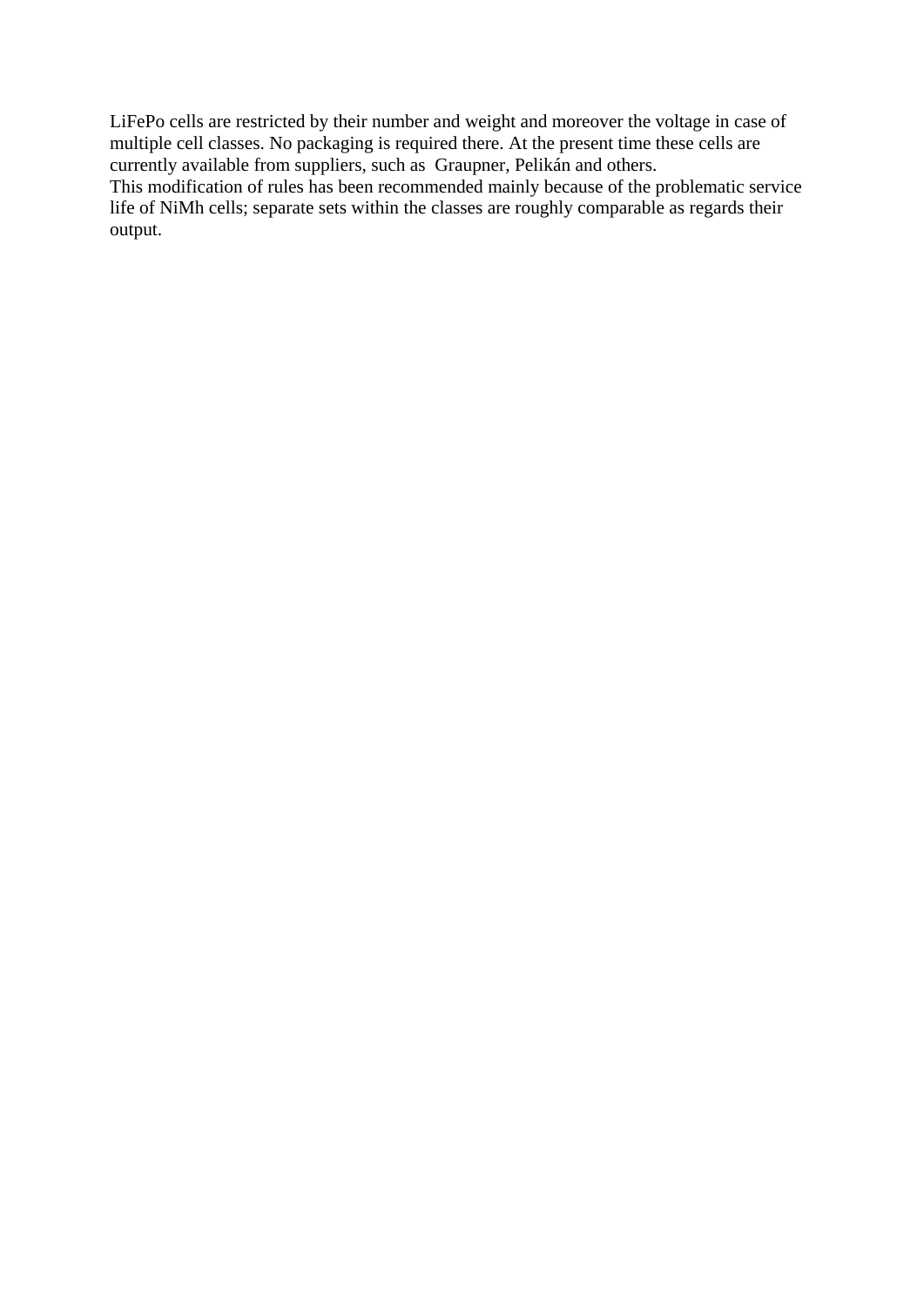LiFePo cells are restricted by their number and weight and moreover the voltage in case of multiple cell classes. No packaging is required there. At the present time these cells are currently available from suppliers, such as Graupner, Pelikán and others.

This modification of rules has been recommended mainly because of the problematic service life of NiMh cells; separate sets within the classes are roughly comparable as regards their output.